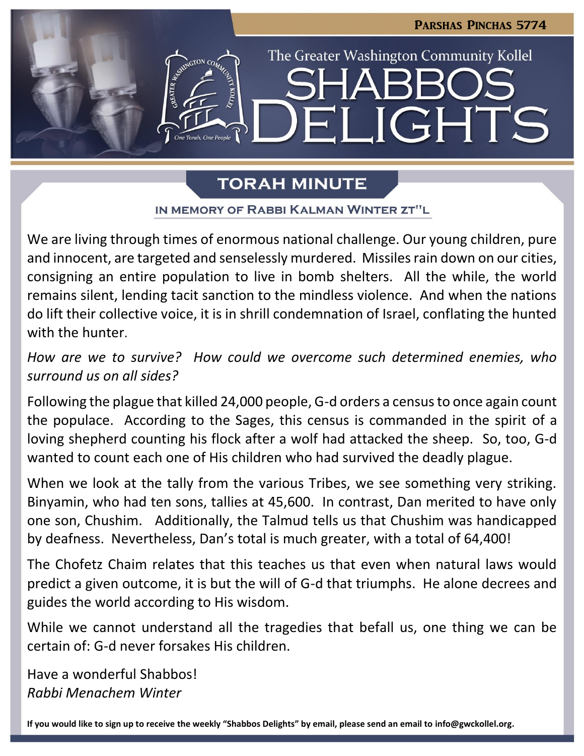Parshas Pinchas 5774

The Greater Washington Community Kollel

# Shabbos Delights

## Torah Minute

### In memory of Rabbi Kalman Winter zt"l

We are living through times of enormous national challenge. Our young children, pure and innocent, are targeted and senselessly murdered. Missiles rain down on our cities, consigning an entire population to live in bomb shelters. All the while, the world remains silent, lending tacit sanction to the mindless violence. And when the nations do lift their collective voice, it is in shrill condemnation of Israel, conflating the hunted with the hunter.

*How are we to survive? How could we overcome such determined enemies, who surround us on all sides?*

Following the plague that killed 24,000 people, G-d orders a census to once again count the populace. According to the Sages, this census is commanded in the spirit of a loving shepherd counting his flock after a wolf had attacked the sheep. So, too, G-d wanted to count each one of His children who had survived the deadly plague.

When we look at the tally from the various Tribes, we see something very striking. Binyamin, who had ten sons, tallies at 45,600. In contrast, Dan merited to have only one son, Chushim. Additionally, the Talmud tells us that Chushim was handicapped by deafness. Nevertheless, Dan's total is much greater, with a total of 64,400!

The Chofetz Chaim relates that this teaches us that even when natural laws would predict a given outcome, it is but the will of G-d that triumphs. He alone decrees and guides the world according to His wisdom.

While we cannot understand all the tragedies that befall us, one thing we can be certain of: G-d never forsakes His children.

Have a wonderful Shabbos!
*Rabbi Menachem Winter*

**If you would like to sign up to receive the weekly "Shabbos Delights" by email, please send an email to info@gwckollel.org.**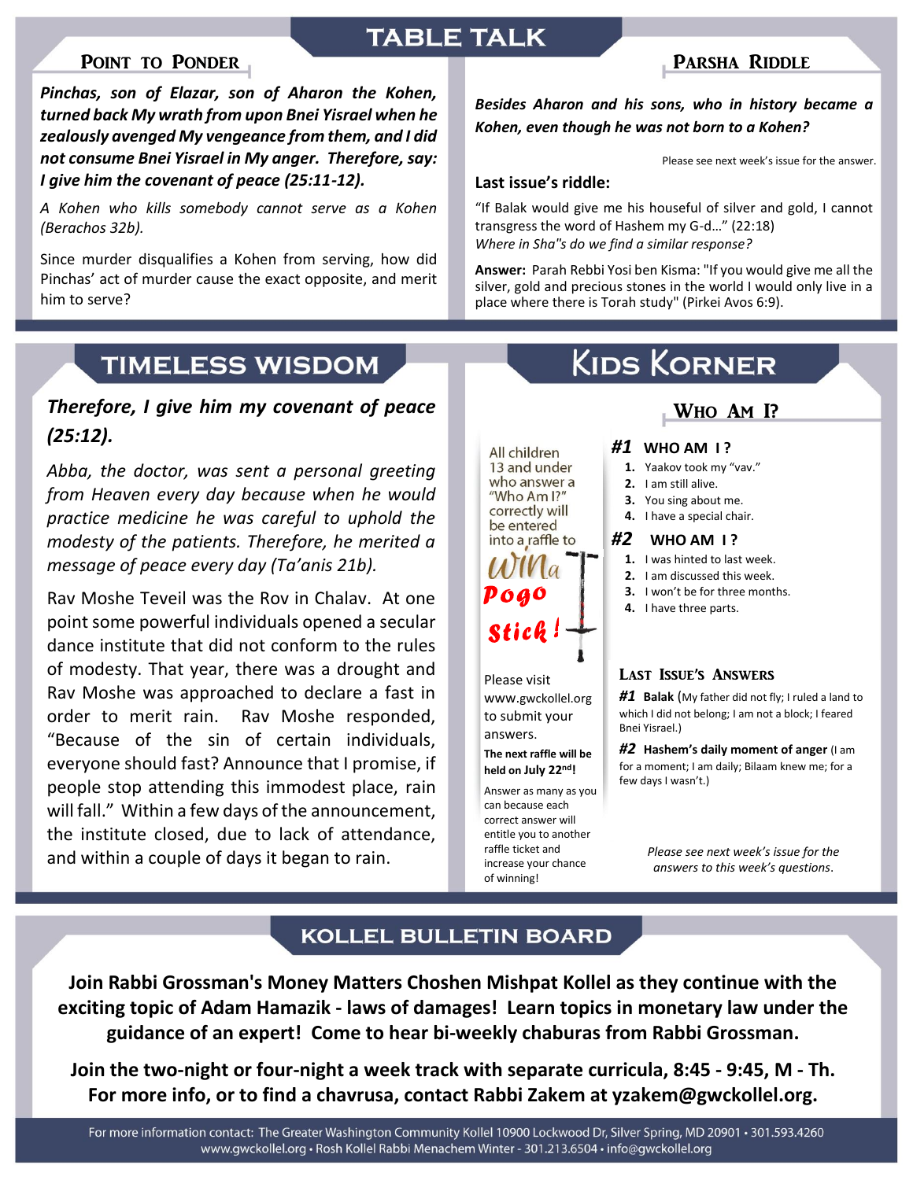# TABLE TALK

## Point to Ponder

***Pinchas, son of Elazar, son of Aharon the Kohen, turned back My wrath from upon Bnei Yisrael when he zealously avenged My vengeance from them, and I did not consume Bnei Yisrael in My anger. Therefore, say: I give him the covenant of peace (25:11-12).***

*A Kohen who kills somebody cannot serve as a Kohen (Berachos 32b).*

Since murder disqualifies a Kohen from serving, how did Pinchas' act of murder cause the exact opposite, and merit him to serve?

## Parsha Riddle

***Besides Aharon and his sons, who in history became a Kohen, even though he was not born to a Kohen?***

Please see next week's issue for the answer.

**Last issue's riddle:**

"If Balak would give me his houseful of silver and gold, I cannot transgress the word of Hashem my G-d…" (22:18)
*Where in Sha"s do we find a similar response?*

**Answer:** Parah Rebbi Yosi ben Kisma: "If you would give me all the silver, gold and precious stones in the world I would only live in a place where there is Torah study" (Pirkei Avos 6:9).

# TIMELESS WISDOM

***Therefore, I give him my covenant of peace (25:12).***

*Abba, the doctor, was sent a personal greeting from Heaven every day because when he would practice medicine he was careful to uphold the modesty of the patients. Therefore, he merited a message of peace every day (Ta'anis 21b).*

Rav Moshe Teveil was the Rov in Chalav. At one point some powerful individuals opened a secular dance institute that did not conform to the rules of modesty. That year, there was a drought and Rav Moshe was approached to declare a fast in order to merit rain. Rav Moshe responded, "Because of the sin of certain individuals, everyone should fast? Announce that I promise, if people stop attending this immodest place, rain will fall." Within a few days of the announcement, the institute closed, due to lack of attendance, and within a couple of days it began to rain.

# Kids Korner

All children 13 and under who answer a "Who Am I?" correctly will be entered into a raffle to

Win a Pogo Stick!

Please visit www.gwckollel.org to submit your answers.

**The next raffle will be held on July 22nd!**

Answer as many as you can because each correct answer will entitle you to another raffle ticket and increase your chance of winning!

## Who Am I?

***#1* WHO AM I ?**

1. Yaakov took my "vav."
2. I am still alive.
3. You sing about me.
4. I have a special chair.

***#2* WHO AM I ?**

1. I was hinted to last week.
2. I am discussed this week.
3. I won't be for three months.
4. I have three parts.

## Last Issue's Answers

***#1* Balak** (My father did not fly; I ruled a land to which I did not belong; I am not a block; I feared Bnei Yisrael.)

***#2* Hashem's daily moment of anger** (I am for a moment; I am daily; Bilaam knew me; for a few days I wasn't.)

*Please see next week's issue for the answers to this week's questions.*

# KOLLEL BULLETIN BOARD

**Join Rabbi Grossman's Money Matters Choshen Mishpat Kollel as they continue with the exciting topic of Adam Hamazik - laws of damages! Learn topics in monetary law under the guidance of an expert! Come to hear bi-weekly chaburas from Rabbi Grossman.**

**Join the two-night or four-night a week track with separate curricula, 8:45 - 9:45, M - Th. For more info, or to find a chavrusa, contact Rabbi Zakem at yzakem@gwckollel.org.**

For more information contact: The Greater Washington Community Kollel 10900 Lockwood Dr, Silver Spring, MD 20901 • 301.593.4260
www.gwckollel.org • Rosh Kollel Rabbi Menachem Winter - 301.213.6504 • info@gwckollel.org